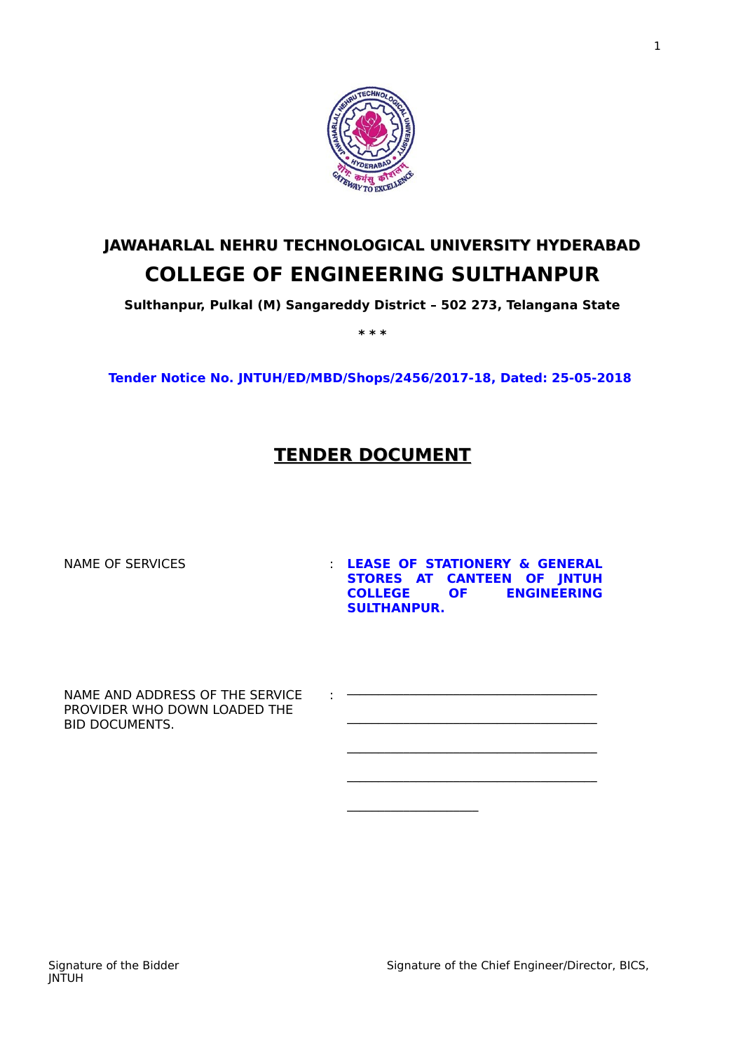# JAWAHARLAL NEHRU TECHNOLOGICAL UNIVERSITY HYDERABAD

# COLLEGE OF ENGINEERING SULTHANPUR

**Sulthanpur, Pulkal (M) Sangareddy District – 502 273, Telangana State**

*\*\*

**Tender Notice No. JNTUH/ED/MBD/Shops/2456/2017-18, Dated: 25-05-2018**

## TENDER DOCUMENT

| | | |
|---|---|---|
| NAME OF SERVICES | : | **LEASE OF STATIONERY & GENERAL STORES AT CANTEEN OF JNTUH COLLEGE OF ENGINEERING SULTHANPUR.** |
| NAME AND ADDRESS OF THE SERVICE PROVIDER WHO DOWN LOADED THE BID DOCUMENTS. | : | ____________________<br>____________________<br>____________________<br>____________________<br>__________ |

Signature of the Bidder

Signature of the Chief Engineer/Director, BICS, JNTUH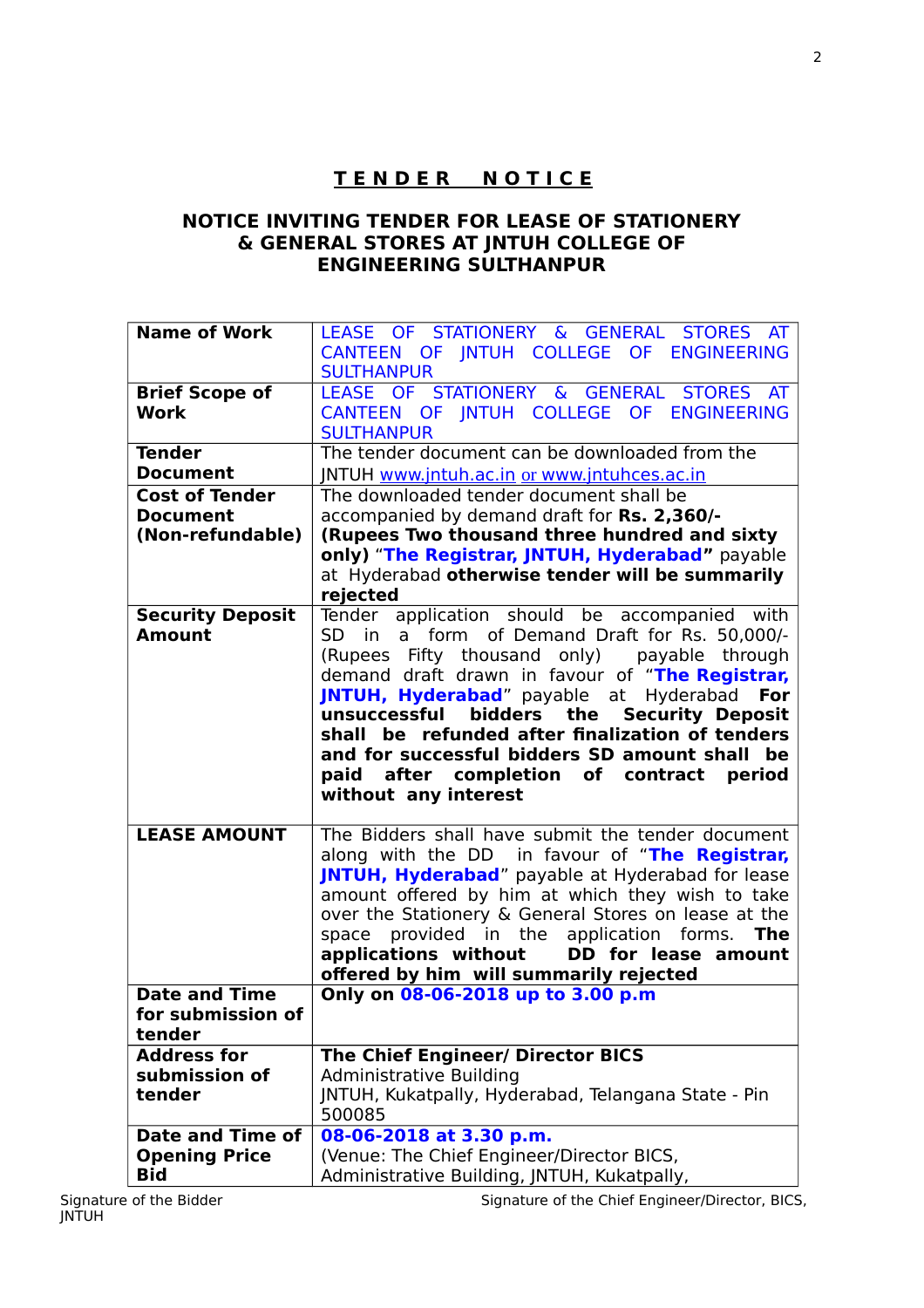## TENDER NOTICE

### NOTICE INVITING TENDER FOR LEASE OF STATIONERY & GENERAL STORES AT JNTUH COLLEGE OF ENGINEERING SULTHANPUR

| **Name of Work** | LEASE OF STATIONERY & GENERAL STORES AT CANTEEN OF JNTUH COLLEGE OF ENGINEERING SULTHANPUR |
|---|---|
| **Brief Scope of Work** | LEASE OF STATIONERY & GENERAL STORES AT CANTEEN OF JNTUH COLLEGE OF ENGINEERING SULTHANPUR |
| **Tender Document** | The tender document can be downloaded from the JNTUH www.jntuh.ac.in or www.jntuhces.ac.in |
| **Cost of Tender Document (Non-refundable)** | The downloaded tender document shall be accompanied by demand draft for **Rs. 2,360/- (Rupees Two thousand three hundred and sixty only)** "**The Registrar, JNTUH, Hyderabad"** payable at Hyderabad **otherwise tender will be summarily rejected** |
| **Security Deposit Amount** | Tender application should be accompanied with SD in a form of Demand Draft for Rs. 50,000/- (Rupees Fifty thousand only) payable through demand draft drawn in favour of "**The Registrar, JNTUH, Hyderabad**" payable at Hyderabad **For unsuccessful bidders the Security Deposit shall be refunded after finalization of tenders and for successful bidders SD amount shall be paid after completion of contract period without any interest** |
| **LEASE AMOUNT** | The Bidders shall have submit the tender document along with the DD in favour of "**The Registrar, JNTUH, Hyderabad**" payable at Hyderabad for lease amount offered by him at which they wish to take over the Stationery & General Stores on lease at the space provided in the application forms. **The applications without DD for lease amount offered by him will summarily rejected** |
| **Date and Time for submission of tender** | **Only on 08-06-2018 up to 3.00 p.m** |
| **Address for submission of tender** | **The Chief Engineer/ Director BICS**<br>Administrative Building<br>JNTUH, Kukatpally, Hyderabad, Telangana State - Pin 500085 |
| **Date and Time of Opening Price Bid** | **08-06-2018 at 3.30 p.m.**<br>(Venue: The Chief Engineer/Director BICS, Administrative Building, JNTUH, Kukatpally, |

Signature of the Bidder　　　　　　　　　　Signature of the Chief Engineer/Director, BICS, JNTUH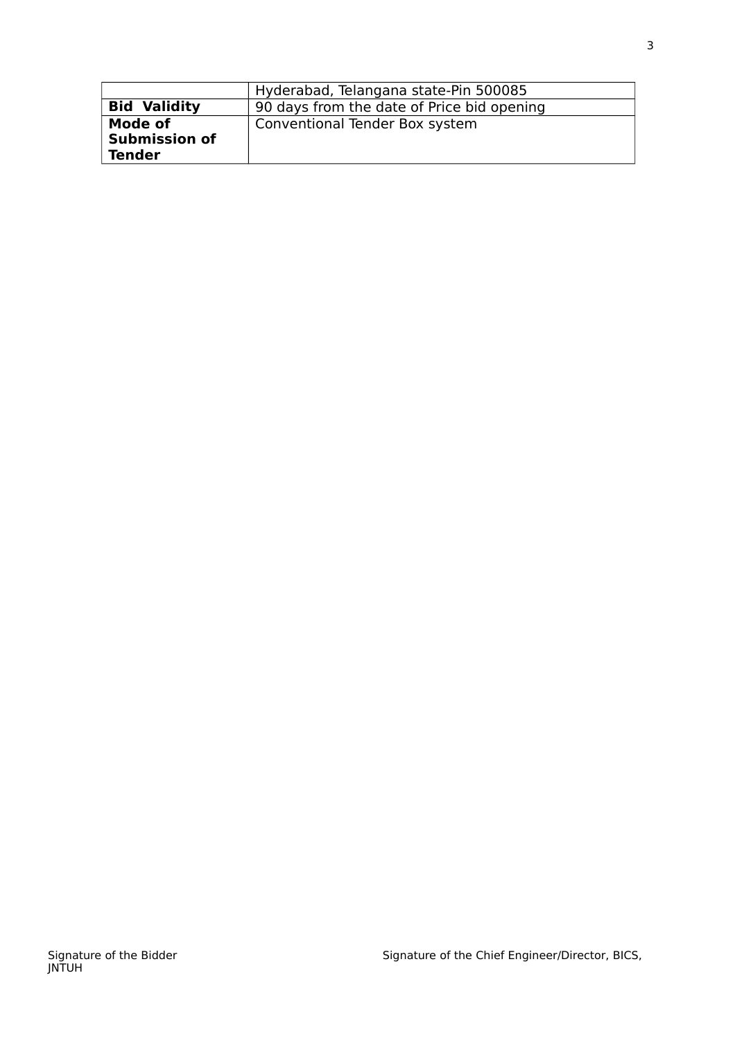| | |
|---|---|
| | Hyderabad, Telangana state-Pin 500085 |
| **Bid Validity** | 90 days from the date of Price bid opening |
| **Mode of Submission of Tender** | Conventional Tender Box system |

Signature of the Bidder                                        Signature of the Chief Engineer/Director, BICS, JNTUH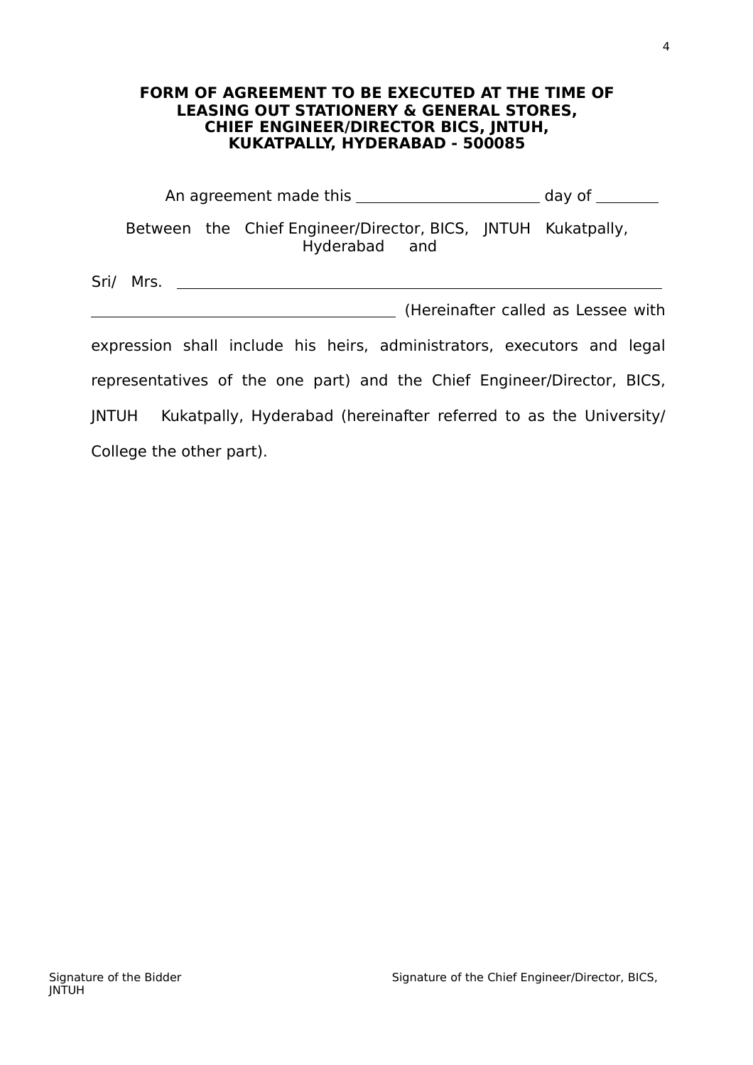**FORM OF AGREEMENT TO BE EXECUTED AT THE TIME OF LEASING OUT STATIONERY & GENERAL STORES, CHIEF ENGINEER/DIRECTOR BICS, JNTUH, KUKATPALLY, HYDERABAD - 500085**

An agreement made this ________________________ day of ________

Between the Chief Engineer/Director, BICS, JNTUH Kukatpally, Hyderabad and

Sri/ Mrs. ________________________________________________________________

________________________________________ (Hereinafter called as Lessee with expression shall include his heirs, administrators, executors and legal representatives of the one part) and the Chief Engineer/Director, BICS, JNTUH Kukatpally, Hyderabad (hereinafter referred to as the University/ College the other part).

Signature of the Bidder

Signature of the Chief Engineer/Director, BICS, JNTUH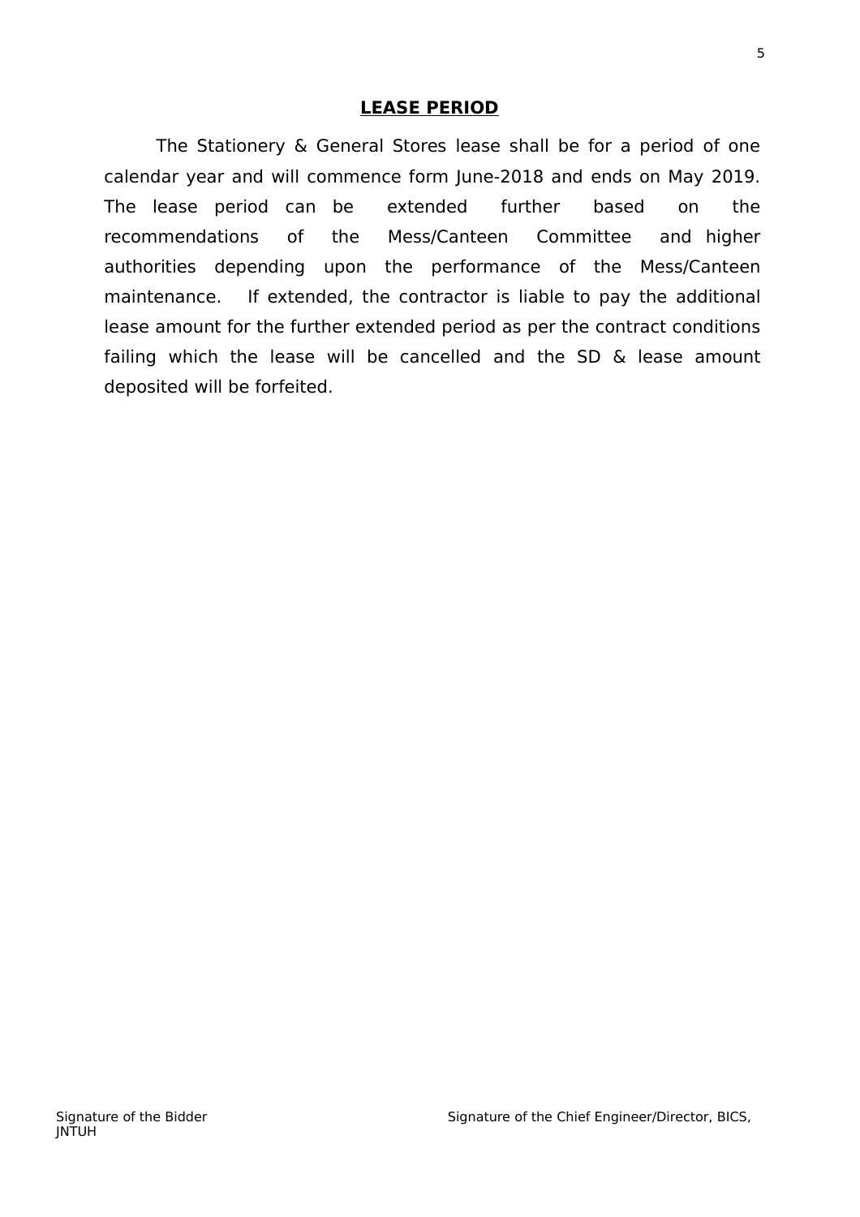## LEASE PERIOD

The Stationery & General Stores lease shall be for a period of one calendar year and will commence form June-2018 and ends on May 2019. The lease period can be extended further based on the recommendations of the Mess/Canteen Committee and higher authorities depending upon the performance of the Mess/Canteen maintenance. If extended, the contractor is liable to pay the additional lease amount for the further extended period as per the contract conditions failing which the lease will be cancelled and the SD & lease amount deposited will be forfeited.

Signature of the Bidder Signature of the Chief Engineer/Director, BICS, JNTUH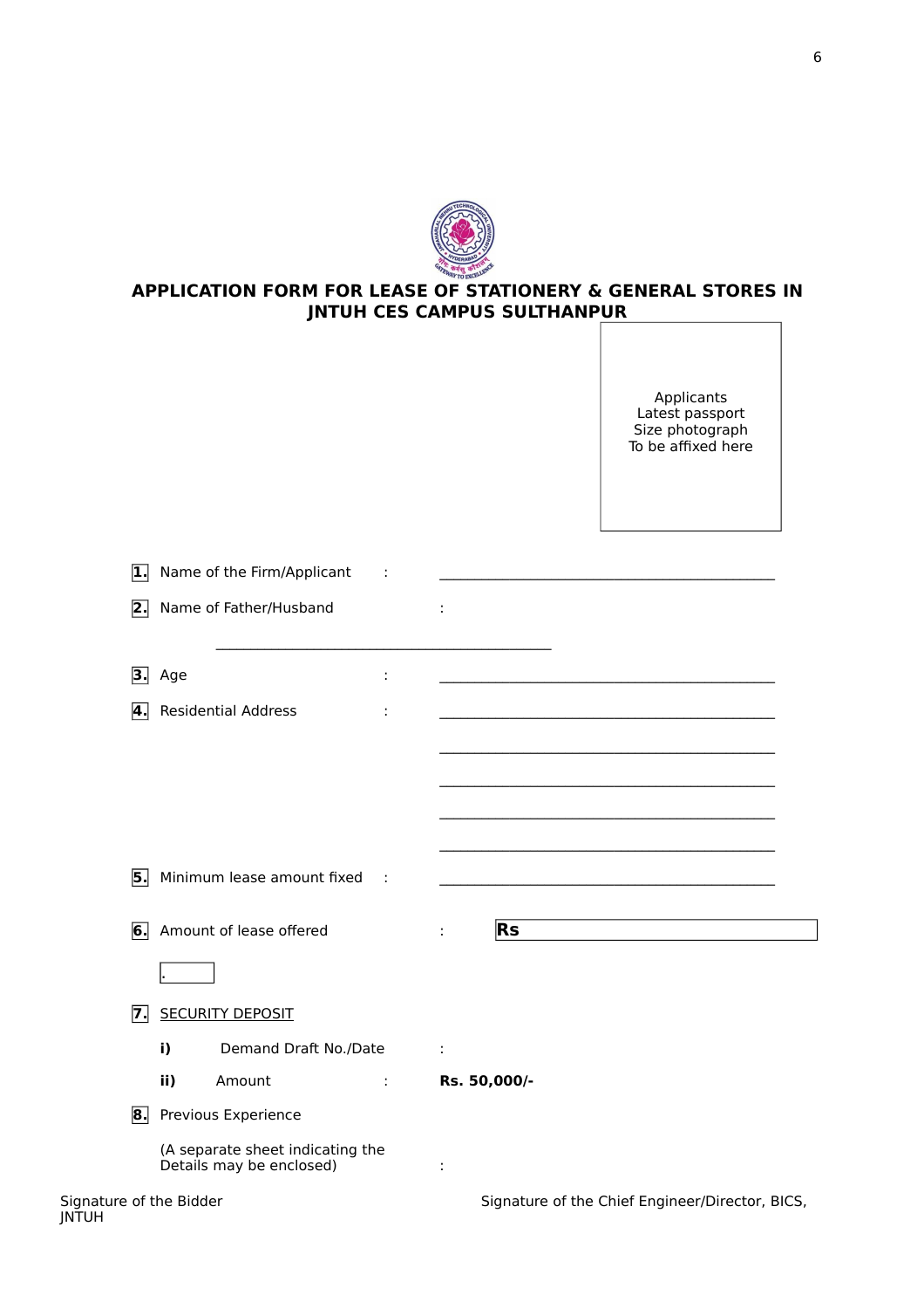# APPLICATION FORM FOR LEASE OF STATIONERY & GENERAL STORES IN JNTUH CES CAMPUS SULTHANPUR

Applicants
Latest passport
Size photograph
To be affixed here

1. Name of the Firm/Applicant : ____________________________________________

2. Name of Father/Husband : ____________________________________________

3. Age : ____________________________________________

4. Residential Address : ____________________________________________

____________________________________________

____________________________________________

____________________________________________

____________________________________________

5. Minimum lease amount fixed : ____________________________________________

6. Amount of lease offered : **Rs** .

7. SECURITY DEPOSIT

   **i)** Demand Draft No./Date :

   **ii)** Amount : **Rs. 50,000/-**

8. Previous Experience

   (A separate sheet indicating the Details may be enclosed) :

Signature of the Bidder

Signature of the Chief Engineer/Director, BICS, JNTUH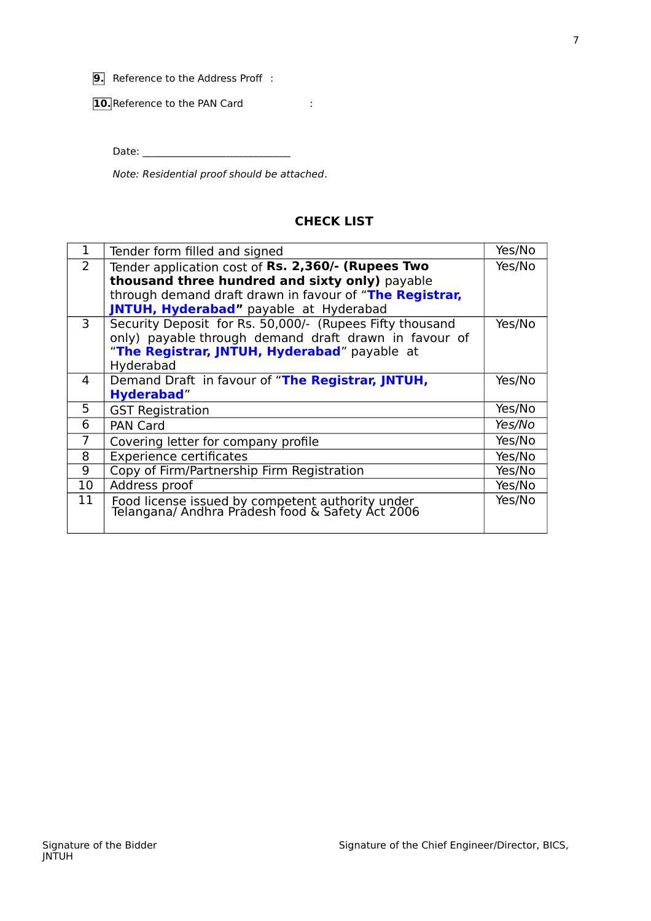**9.** Reference to the Address Proff :

**10.** Reference to the PAN Card :

Date: ___________________________

*Note: Residential proof should be attached.*

## CHECK LIST

| | | |
|---|---|---|
| 1 | Tender form filled and signed | Yes/No |
| 2 | Tender application cost of **Rs. 2,360/- (Rupees Two thousand three hundred and sixty only)** payable through demand draft drawn in favour of "**The Registrar, JNTUH, Hyderabad**" payable at Hyderabad | Yes/No |
| 3 | Security Deposit for Rs. 50,000/- (Rupees Fifty thousand only) payable through demand draft drawn in favour of "**The Registrar, JNTUH, Hyderabad**" payable at Hyderabad | Yes/No |
| 4 | Demand Draft in favour of "**The Registrar, JNTUH, Hyderabad**" | Yes/No |
| 5 | GST Registration | Yes/No |
| 6 | PAN Card | *Yes/No* |
| 7 | Covering letter for company profile | Yes/No |
| 8 | Experience certificates | Yes/No |
| 9 | Copy of Firm/Partnership Firm Registration | Yes/No |
| 10 | Address proof | Yes/No |
| 11 | Food license issued by competent authority under Telangana/ Andhra Pradesh food & Safety Act 2006 | Yes/No |

Signature of the Bidder

Signature of the Chief Engineer/Director, BICS, JNTUH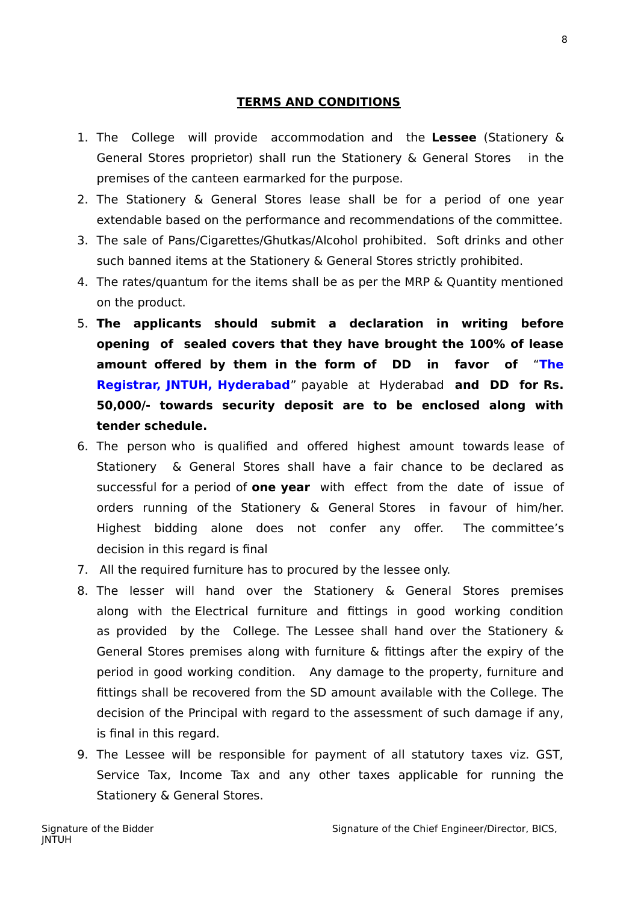## TERMS AND CONDITIONS

1. The College will provide accommodation and the **Lessee** (Stationery & General Stores proprietor) shall run the Stationery & General Stores in the premises of the canteen earmarked for the purpose.
2. The Stationery & General Stores lease shall be for a period of one year extendable based on the performance and recommendations of the committee.
3. The sale of Pans/Cigarettes/Ghutkas/Alcohol prohibited. Soft drinks and other such banned items at the Stationery & General Stores strictly prohibited.
4. The rates/quantum for the items shall be as per the MRP & Quantity mentioned on the product.
5. **The applicants should submit a declaration in writing before opening of sealed covers that they have brought the 100% of lease amount offered by them in the form of DD in favor of "The Registrar, JNTUH, Hyderabad"** payable at Hyderabad **and DD for Rs. 50,000/- towards security deposit are to be enclosed along with tender schedule.**
6. The person who is qualified and offered highest amount towards lease of Stationery & General Stores shall have a fair chance to be declared as successful for a period of **one year** with effect from the date of issue of orders running of the Stationery & General Stores in favour of him/her. Highest bidding alone does not confer any offer. The committee's decision in this regard is final
7. All the required furniture has to procured by the lessee only.
8. The lesser will hand over the Stationery & General Stores premises along with the Electrical furniture and fittings in good working condition as provided by the College. The Lessee shall hand over the Stationery & General Stores premises along with furniture & fittings after the expiry of the period in good working condition. Any damage to the property, furniture and fittings shall be recovered from the SD amount available with the College. The decision of the Principal with regard to the assessment of such damage if any, is final in this regard.
9. The Lessee will be responsible for payment of all statutory taxes viz. GST, Service Tax, Income Tax and any other taxes applicable for running the Stationery & General Stores.

Signature of the Bidder | Signature of the Chief Engineer/Director, BICS, JNTUH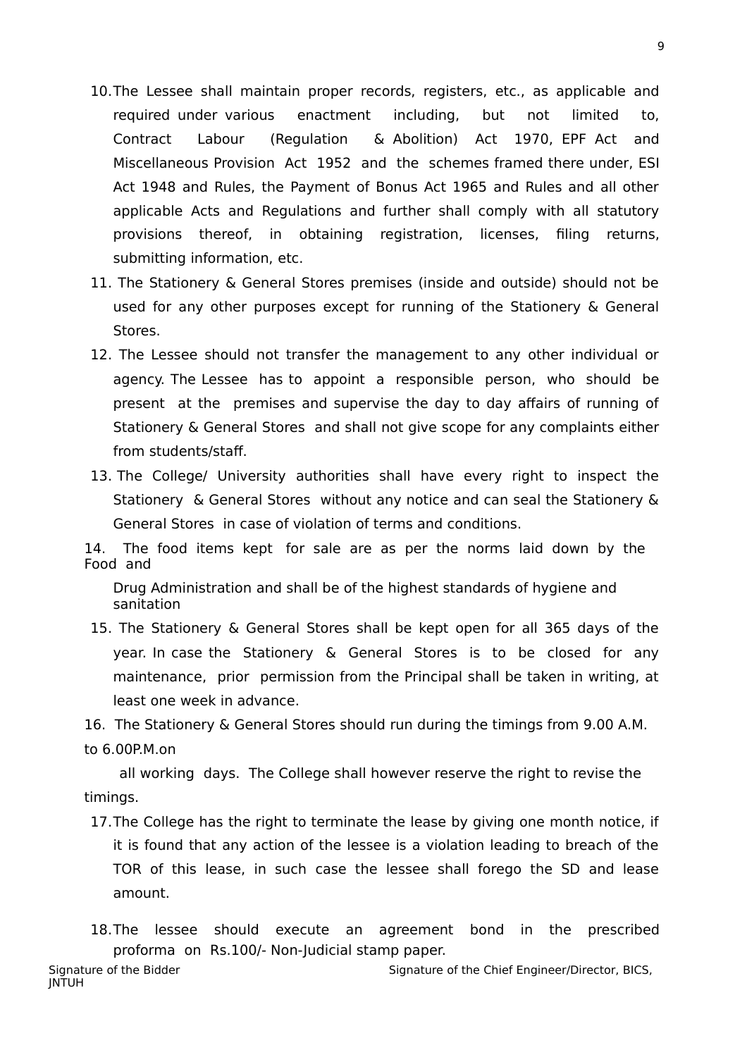10. The Lessee shall maintain proper records, registers, etc., as applicable and required under various enactment including, but not limited to, Contract Labour (Regulation & Abolition) Act 1970, EPF Act and Miscellaneous Provision Act 1952 and the schemes framed there under, ESI Act 1948 and Rules, the Payment of Bonus Act 1965 and Rules and all other applicable Acts and Regulations and further shall comply with all statutory provisions thereof, in obtaining registration, licenses, filing returns, submitting information, etc.
11. The Stationery & General Stores premises (inside and outside) should not be used for any other purposes except for running of the Stationery & General Stores.
12. The Lessee should not transfer the management to any other individual or agency. The Lessee has to appoint a responsible person, who should be present at the premises and supervise the day to day affairs of running of Stationery & General Stores and shall not give scope for any complaints either from students/staff.
13. The College/ University authorities shall have every right to inspect the Stationery & General Stores without any notice and can seal the Stationery & General Stores in case of violation of terms and conditions.
14. The food items kept for sale are as per the norms laid down by the Food and Drug Administration and shall be of the highest standards of hygiene and sanitation
15. The Stationery & General Stores shall be kept open for all 365 days of the year. In case the Stationery & General Stores is to be closed for any maintenance, prior permission from the Principal shall be taken in writing, at least one week in advance.
16. The Stationery & General Stores should run during the timings from 9.00 A.M. to 6.00P.M.on all working days. The College shall however reserve the right to revise the timings.
17. The College has the right to terminate the lease by giving one month notice, if it is found that any action of the lessee is a violation leading to breach of the TOR of this lease, in such case the lessee shall forego the SD and lease amount.
18. The lessee should execute an agreement bond in the prescribed proforma on Rs.100/- Non-Judicial stamp paper.

Signature of the Bidder                                                Signature of the Chief Engineer/Director, BICS, JNTUH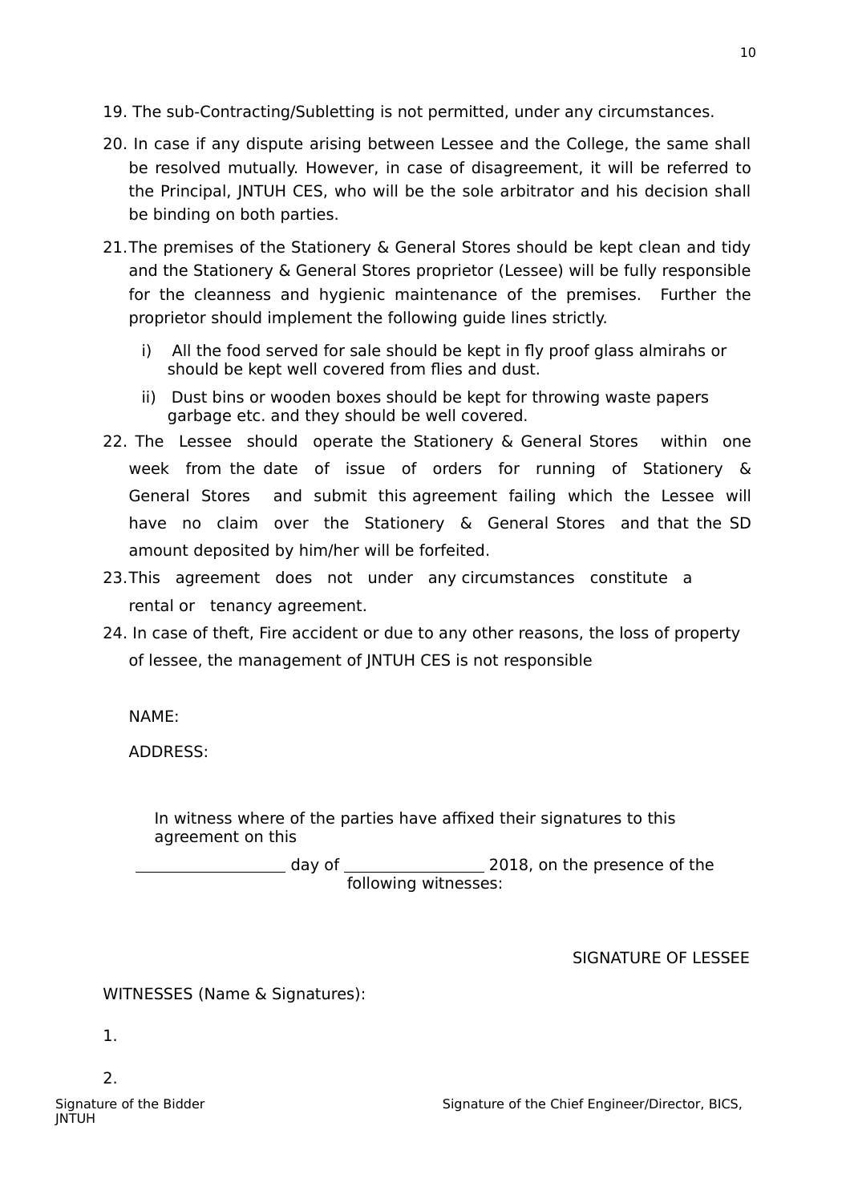19. The sub-Contracting/Subletting is not permitted, under any circumstances.

20. In case if any dispute arising between Lessee and the College, the same shall be resolved mutually. However, in case of disagreement, it will be referred to the Principal, JNTUH CES, who will be the sole arbitrator and his decision shall be binding on both parties.

21. The premises of the Stationery & General Stores should be kept clean and tidy and the Stationery & General Stores proprietor (Lessee) will be fully responsible for the cleanness and hygienic maintenance of the premises. Further the proprietor should implement the following guide lines strictly.

    i) All the food served for sale should be kept in fly proof glass almirahs or should be kept well covered from flies and dust.

    ii) Dust bins or wooden boxes should be kept for throwing waste papers garbage etc. and they should be well covered.

22. The Lessee should operate the Stationery & General Stores within one week from the date of issue of orders for running of Stationery & General Stores and submit this agreement failing which the Lessee will have no claim over the Stationery & General Stores and that the SD amount deposited by him/her will be forfeited.

23. This agreement does not under any circumstances constitute a rental or tenancy agreement.

24. In case of theft, Fire accident or due to any other reasons, the loss of property of lessee, the management of JNTUH CES is not responsible

NAME:

ADDRESS:

In witness where of the parties have affixed their signatures to this agreement on this

__________________ day of _________________ 2018, on the presence of the following witnesses:

SIGNATURE OF LESSEE

WITNESSES (Name & Signatures):

1.

2.

Signature of the Bidder

Signature of the Chief Engineer/Director, BICS, JNTUH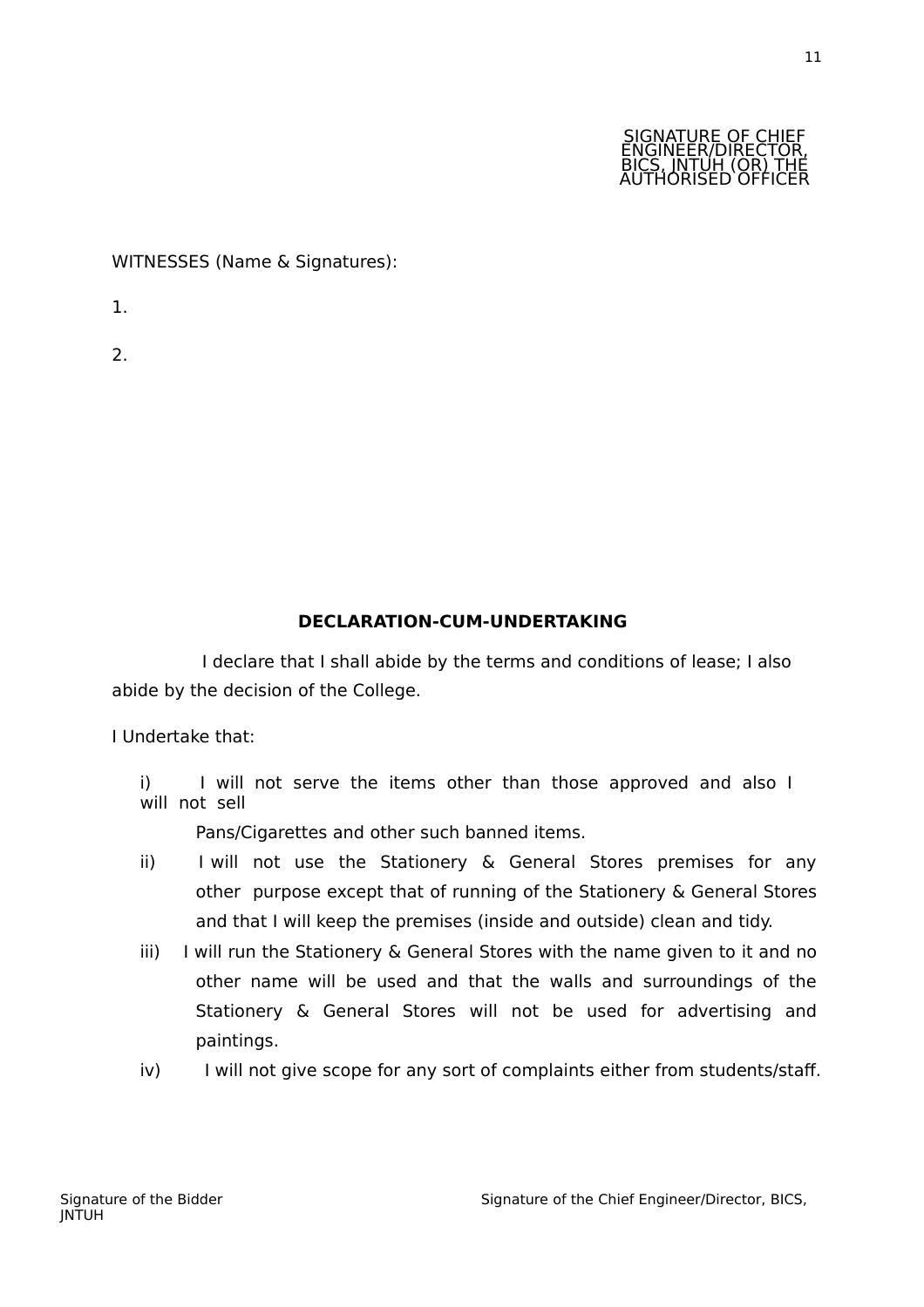SIGNATURE OF CHIEF ENGINEER/DIRECTOR, BICS, JNTUH (OR) THE AUTHORISED OFFICER

WITNESSES (Name & Signatures):

1.

2.

**DECLARATION-CUM-UNDERTAKING**

I declare that I shall abide by the terms and conditions of lease; I also abide by the decision of the College.

I Undertake that:

i) I will not serve the items other than those approved and also I will not sell Pans/Cigarettes and other such banned items.

ii) I will not use the Stationery & General Stores premises for any other purpose except that of running of the Stationery & General Stores and that I will keep the premises (inside and outside) clean and tidy.

iii) I will run the Stationery & General Stores with the name given to it and no other name will be used and that the walls and surroundings of the Stationery & General Stores will not be used for advertising and paintings.

iv) I will not give scope for any sort of complaints either from students/staff.

Signature of the Bidder

Signature of the Chief Engineer/Director, BICS, JNTUH